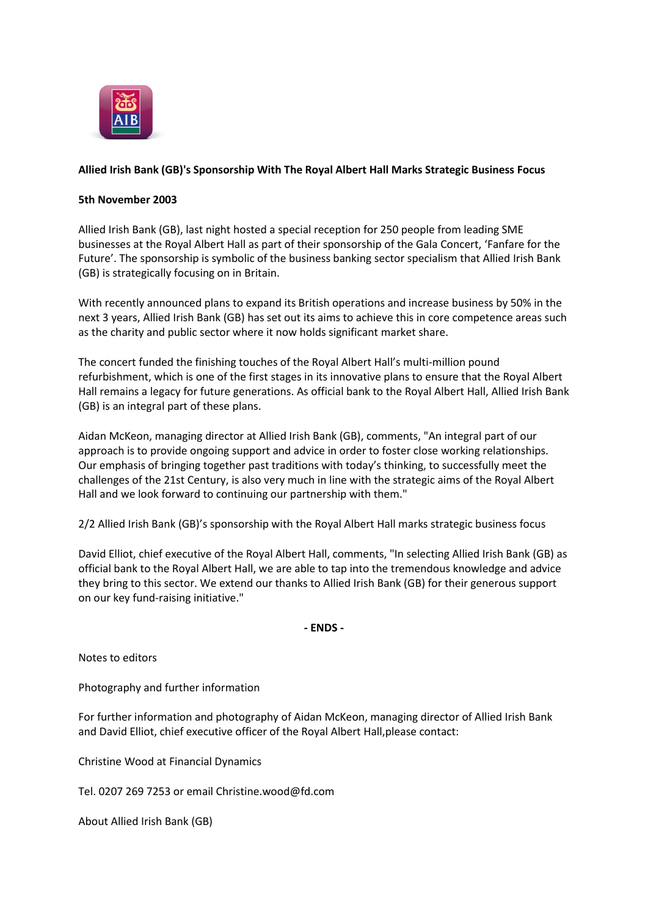**Allied Irish Bank (GB)'s Sponsorship With The Royal Albert Hall Marks Strategic Business Focus**

**5th November 2003**

Allied Irish Bank (GB), last night hosted a special reception for 250 people from leading SME businesses at the Royal Albert Hall as part of their sponsorship of the Gala Concert, 'Fanfare for the Future'. The sponsorship is symbolic of the business banking sector specialism that Allied Irish Bank (GB) is strategically focusing on in Britain.

With recently announced plans to expand its British operations and increase business by 50% in the next 3 years, Allied Irish Bank (GB) has set out its aims to achieve this in core competence areas such as the charity and public sector where it now holds significant market share.

The concert funded the finishing touches of the Royal Albert Hall's multi-million pound refurbishment, which is one of the first stages in its innovative plans to ensure that the Royal Albert Hall remains a legacy for future generations. As official bank to the Royal Albert Hall, Allied Irish Bank (GB) is an integral part of these plans.

Aidan McKeon, managing director at Allied Irish Bank (GB), comments, "An integral part of our approach is to provide ongoing support and advice in order to foster close working relationships. Our emphasis of bringing together past traditions with today's thinking, to successfully meet the challenges of the 21st Century, is also very much in line with the strategic aims of the Royal Albert Hall and we look forward to continuing our partnership with them."

2/2 Allied Irish Bank (GB)'s sponsorship with the Royal Albert Hall marks strategic business focus

David Elliot, chief executive of the Royal Albert Hall, comments, "In selecting Allied Irish Bank (GB) as official bank to the Royal Albert Hall, we are able to tap into the tremendous knowledge and advice they bring to this sector. We extend our thanks to Allied Irish Bank (GB) for their generous support on our key fund-raising initiative."

**- ENDS -**

Notes to editors

Photography and further information

For further information and photography of Aidan McKeon, managing director of Allied Irish Bank and David Elliot, chief executive officer of the Royal Albert Hall,please contact:

Christine Wood at Financial Dynamics

Tel. 0207 269 7253 or email Christine.wood@fd.com

About Allied Irish Bank (GB)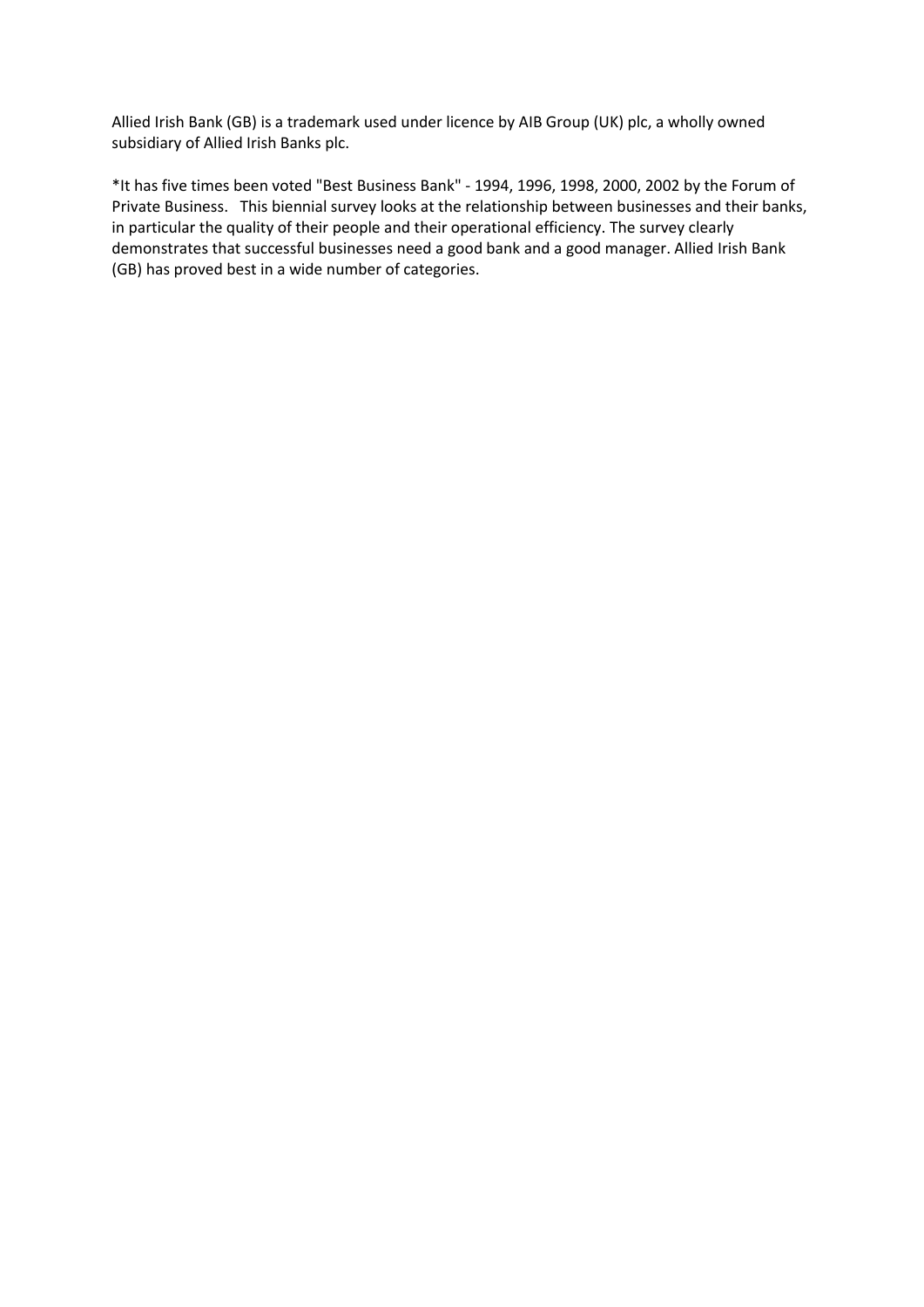Allied Irish Bank (GB) is a trademark used under licence by AIB Group (UK) plc, a wholly owned subsidiary of Allied Irish Banks plc.

*It has five times been voted "Best Business Bank" - 1994, 1996, 1998, 2000, 2002 by the Forum of Private Business. This biennial survey looks at the relationship between businesses and their banks, in particular the quality of their people and their operational efficiency. The survey clearly demonstrates that successful businesses need a good bank and a good manager. Allied Irish Bank (GB) has proved best in a wide number of categories.